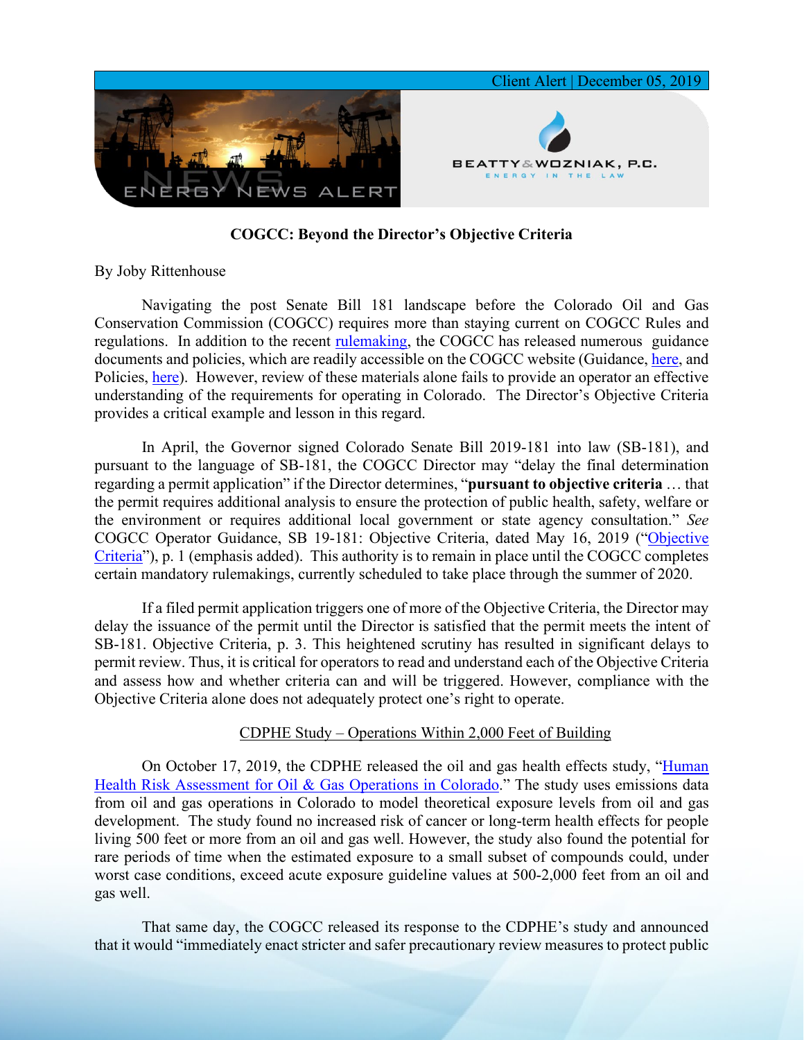Client Alert | December 05, 2019

ENERGY NEWS ALERT

BEATTY & WOZNIAK, P.C.
ENERGY IN THE LAW

**COGCC: Beyond the Director's Objective Criteria**

By Joby Rittenhouse

Navigating the post Senate Bill 181 landscape before the Colorado Oil and Gas Conservation Commission (COGCC) requires more than staying current on COGCC Rules and regulations. In addition to the recent rulemaking, the COGCC has released numerous guidance documents and policies, which are readily accessible on the COGCC website (Guidance, here, and Policies, here). However, review of these materials alone fails to provide an operator an effective understanding of the requirements for operating in Colorado. The Director's Objective Criteria provides a critical example and lesson in this regard.

In April, the Governor signed Colorado Senate Bill 2019-181 into law (SB-181), and pursuant to the language of SB-181, the COGCC Director may "delay the final determination regarding a permit application" if the Director determines, "**pursuant to objective criteria** … that the permit requires additional analysis to ensure the protection of public health, safety, welfare or the environment or requires additional local government or state agency consultation." *See* COGCC Operator Guidance, SB 19-181: Objective Criteria, dated May 16, 2019 ("Objective Criteria"), p. 1 (emphasis added). This authority is to remain in place until the COGCC completes certain mandatory rulemakings, currently scheduled to take place through the summer of 2020.

If a filed permit application triggers one of more of the Objective Criteria, the Director may delay the issuance of the permit until the Director is satisfied that the permit meets the intent of SB-181. Objective Criteria, p. 3. This heightened scrutiny has resulted in significant delays to permit review. Thus, it is critical for operators to read and understand each of the Objective Criteria and assess how and whether criteria can and will be triggered. However, compliance with the Objective Criteria alone does not adequately protect one's right to operate.

CDPHE Study – Operations Within 2,000 Feet of Building

On October 17, 2019, the CDPHE released the oil and gas health effects study, "Human Health Risk Assessment for Oil & Gas Operations in Colorado." The study uses emissions data from oil and gas operations in Colorado to model theoretical exposure levels from oil and gas development. The study found no increased risk of cancer or long-term health effects for people living 500 feet or more from an oil and gas well. However, the study also found the potential for rare periods of time when the estimated exposure to a small subset of compounds could, under worst case conditions, exceed acute exposure guideline values at 500-2,000 feet from an oil and gas well.

That same day, the COGCC released its response to the CDPHE's study and announced that it would "immediately enact stricter and safer precautionary review measures to protect public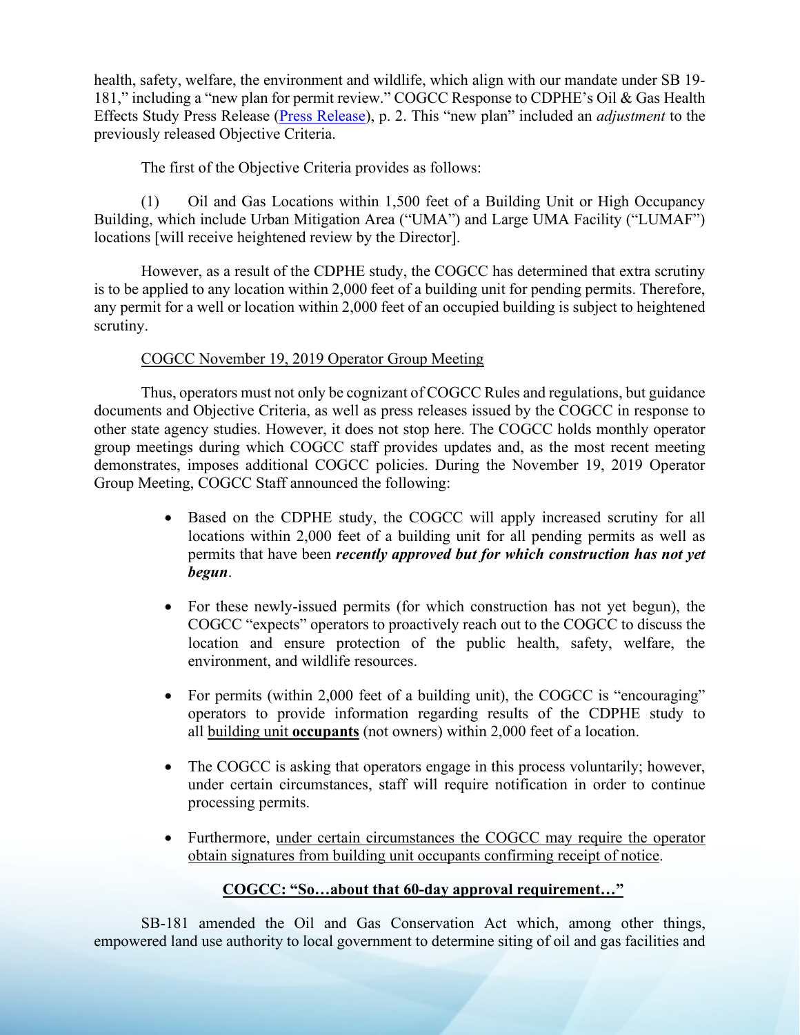health, safety, welfare, the environment and wildlife, which align with our mandate under SB 19-181," including a "new plan for permit review." COGCC Response to CDPHE's Oil & Gas Health Effects Study Press Release (Press Release), p. 2. This "new plan" included an *adjustment* to the previously released Objective Criteria.

The first of the Objective Criteria provides as follows:

(1) Oil and Gas Locations within 1,500 feet of a Building Unit or High Occupancy Building, which include Urban Mitigation Area ("UMA") and Large UMA Facility ("LUMAF") locations [will receive heightened review by the Director].

However, as a result of the CDPHE study, the COGCC has determined that extra scrutiny is to be applied to any location within 2,000 feet of a building unit for pending permits. Therefore, any permit for a well or location within 2,000 feet of an occupied building is subject to heightened scrutiny.

<u>COGCC November 19, 2019 Operator Group Meeting</u>

Thus, operators must not only be cognizant of COGCC Rules and regulations, but guidance documents and Objective Criteria, as well as press releases issued by the COGCC in response to other state agency studies. However, it does not stop here. The COGCC holds monthly operator group meetings during which COGCC staff provides updates and, as the most recent meeting demonstrates, imposes additional COGCC policies. During the November 19, 2019 Operator Group Meeting, COGCC Staff announced the following:

- Based on the CDPHE study, the COGCC will apply increased scrutiny for all locations within 2,000 feet of a building unit for all pending permits as well as permits that have been ***recently approved but for which construction has not yet begun***.
- For these newly-issued permits (for which construction has not yet begun), the COGCC "expects" operators to proactively reach out to the COGCC to discuss the location and ensure protection of the public health, safety, welfare, the environment, and wildlife resources.
- For permits (within 2,000 feet of a building unit), the COGCC is "encouraging" operators to provide information regarding results of the CDPHE study to all <u>building unit **occupants**</u> (not owners) within 2,000 feet of a location.
- The COGCC is asking that operators engage in this process voluntarily; however, under certain circumstances, staff will require notification in order to continue processing permits.
- Furthermore, <u>under certain circumstances the COGCC may require the operator obtain signatures from building unit occupants confirming receipt of notice</u>.

**<u>COGCC: "So…about that 60-day approval requirement…"</u>**

SB-181 amended the Oil and Gas Conservation Act which, among other things, empowered land use authority to local government to determine siting of oil and gas facilities and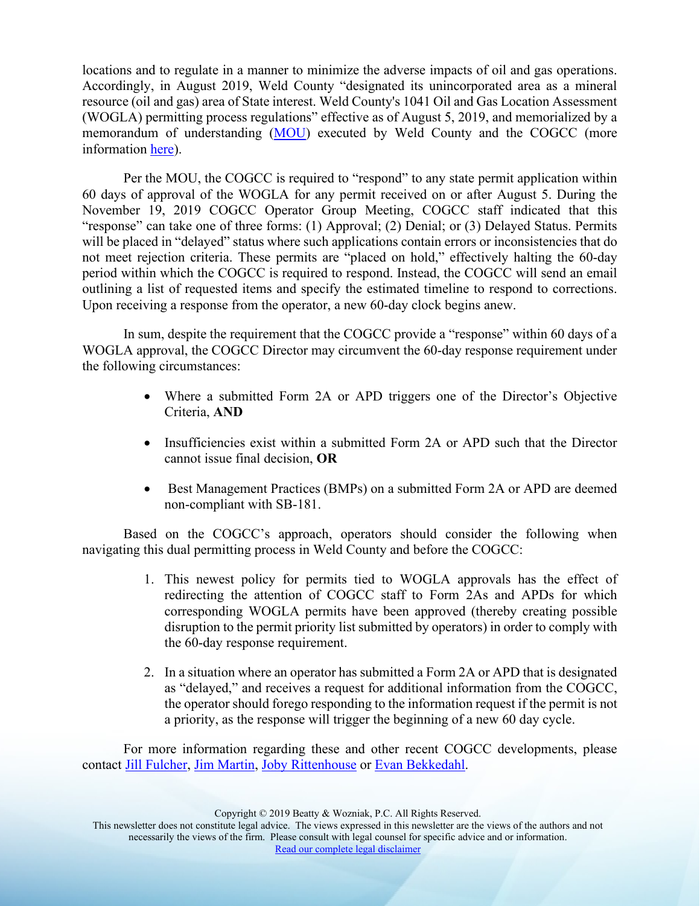locations and to regulate in a manner to minimize the adverse impacts of oil and gas operations. Accordingly, in August 2019, Weld County "designated its unincorporated area as a mineral resource (oil and gas) area of State interest. Weld County's 1041 Oil and Gas Location Assessment (WOGLA) permitting process regulations" effective as of August 5, 2019, and memorialized by a memorandum of understanding (MOU) executed by Weld County and the COGCC (more information here).

Per the MOU, the COGCC is required to "respond" to any state permit application within 60 days of approval of the WOGLA for any permit received on or after August 5. During the November 19, 2019 COGCC Operator Group Meeting, COGCC staff indicated that this "response" can take one of three forms: (1) Approval; (2) Denial; or (3) Delayed Status. Permits will be placed in "delayed" status where such applications contain errors or inconsistencies that do not meet rejection criteria. These permits are "placed on hold," effectively halting the 60-day period within which the COGCC is required to respond. Instead, the COGCC will send an email outlining a list of requested items and specify the estimated timeline to respond to corrections. Upon receiving a response from the operator, a new 60-day clock begins anew.

In sum, despite the requirement that the COGCC provide a "response" within 60 days of a WOGLA approval, the COGCC Director may circumvent the 60-day response requirement under the following circumstances:

- Where a submitted Form 2A or APD triggers one of the Director's Objective Criteria, **AND**
- Insufficiencies exist within a submitted Form 2A or APD such that the Director cannot issue final decision, **OR**
- Best Management Practices (BMPs) on a submitted Form 2A or APD are deemed non-compliant with SB-181.

Based on the COGCC's approach, operators should consider the following when navigating this dual permitting process in Weld County and before the COGCC:

1. This newest policy for permits tied to WOGLA approvals has the effect of redirecting the attention of COGCC staff to Form 2As and APDs for which corresponding WOGLA permits have been approved (thereby creating possible disruption to the permit priority list submitted by operators) in order to comply with the 60-day response requirement.
2. In a situation where an operator has submitted a Form 2A or APD that is designated as "delayed," and receives a request for additional information from the COGCC, the operator should forego responding to the information request if the permit is not a priority, as the response will trigger the beginning of a new 60 day cycle.

For more information regarding these and other recent COGCC developments, please contact Jill Fulcher, Jim Martin, Joby Rittenhouse or Evan Bekkedahl.

Copyright © 2019 Beatty & Wozniak, P.C. All Rights Reserved.
This newsletter does not constitute legal advice. The views expressed in this newsletter are the views of the authors and not necessarily the views of the firm. Please consult with legal counsel for specific advice and or information.
Read our complete legal disclaimer